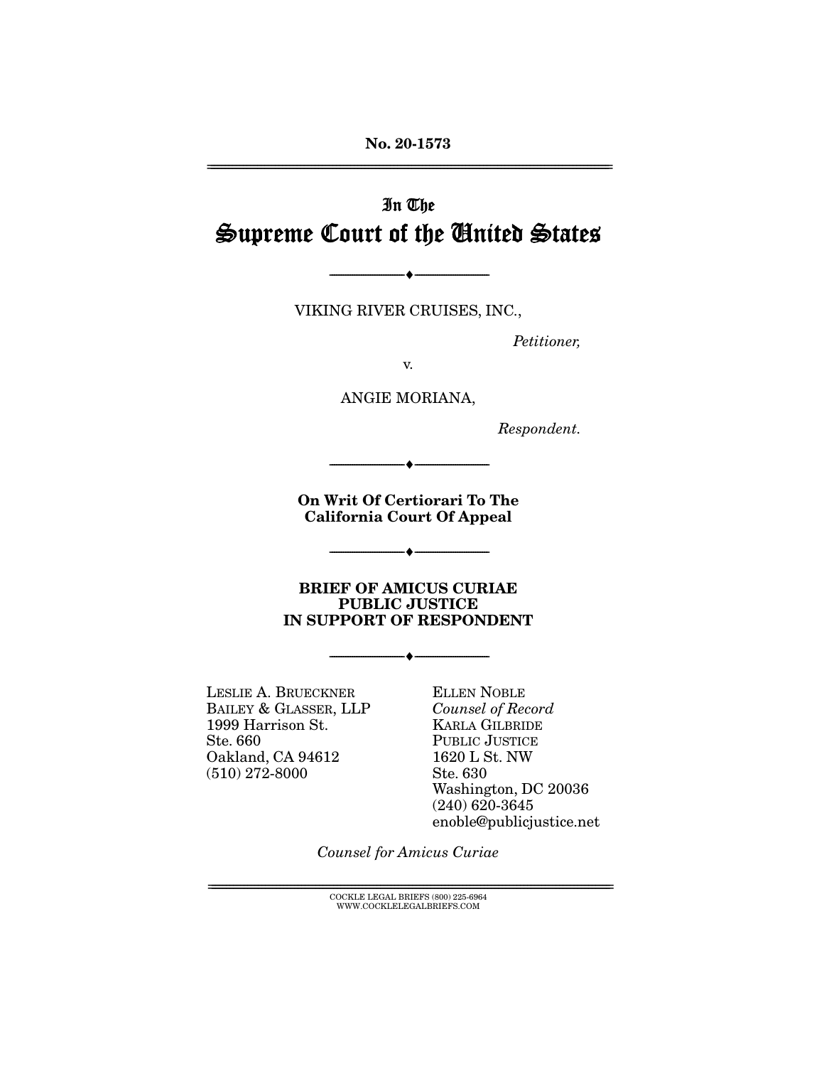No. 20-1573

# In The Supreme Court of the United States

VIKING RIVER CRUISES, INC.,

*Petitioner,*

v.

ANGIE MORIANA,

*Respondent.*

**On Writ Of Certiorari To The California Court Of Appeal**

**BRIEF OF AMICUS CURIAE PUBLIC JUSTICE IN SUPPORT OF RESPONDENT**

LESLIE A. BRUECKNER
BAILEY & GLASSER, LLP
1999 Harrison St.
Ste. 660
Oakland, CA 94612
(510) 272-8000

ELLEN NOBLE
*Counsel of Record*
KARLA GILBRIDE
PUBLIC JUSTICE
1620 L St. NW
Ste. 630
Washington, DC 20036
(240) 620-3645
enoble@publicjustice.net

*Counsel for Amicus Curiae*

COCKLE LEGAL BRIEFS (800) 225-6964
WWW.COCKLELEGALBRIEFS.COM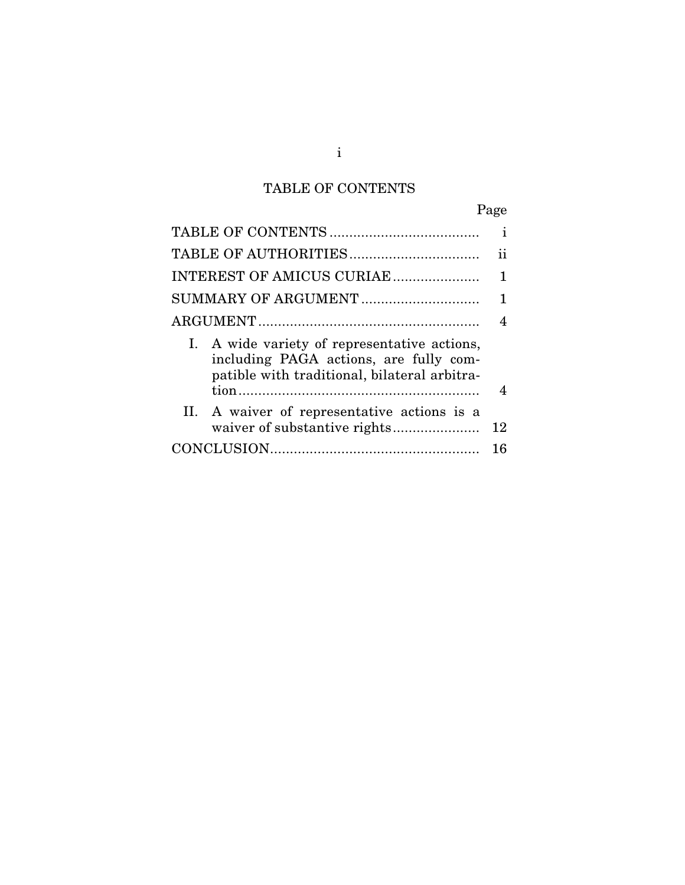# TABLE OF CONTENTS

| | Page |
|---|---|
| TABLE OF CONTENTS | i |
| TABLE OF AUTHORITIES | ii |
| INTEREST OF AMICUS CURIAE | 1 |
| SUMMARY OF ARGUMENT | 1 |
| ARGUMENT | 4 |
| I. A wide variety of representative actions, including PAGA actions, are fully compatible with traditional, bilateral arbitration | 4 |
| II. A waiver of representative actions is a waiver of substantive rights | 12 |
| CONCLUSION | 16 |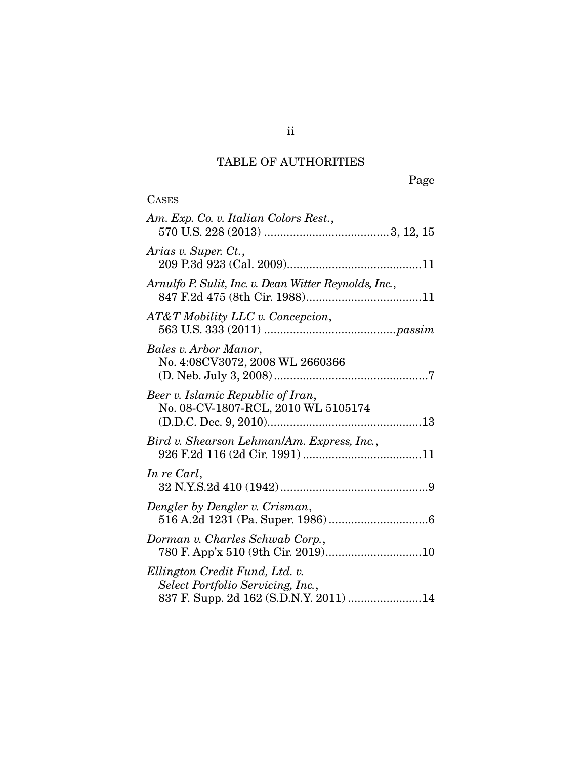## TABLE OF AUTHORITIES

Page

CASES

*Am. Exp. Co. v. Italian Colors Rest.*, 570 U.S. 228 (2013) ....................................... 3, 12, 15

*Arias v. Super. Ct.*, 209 P.3d 923 (Cal. 2009).......................................... 11

*Arnulfo P. Sulit, Inc. v. Dean Witter Reynolds, Inc.*, 847 F.2d 475 (8th Cir. 1988).................................... 11

*AT&T Mobility LLC v. Concepcion*, 563 U.S. 333 (2011) ........................................ *passim*

*Bales v. Arbor Manor*, No. 4:08CV3072, 2008 WL 2660366 (D. Neb. July 3, 2008)................................................ 7

*Beer v. Islamic Republic of Iran*, No. 08-CV-1807-RCL, 2010 WL 5105174 (D.D.C. Dec. 9, 2010)................................................ 13

*Bird v. Shearson Lehman/Am. Express, Inc.*, 926 F.2d 116 (2d Cir. 1991) ..................................... 11

*In re Carl*, 32 N.Y.S.2d 410 (1942)............................................. 9

*Dengler by Dengler v. Crisman*, 516 A.2d 1231 (Pa. Super. 1986) ............................... 6

*Dorman v. Charles Schwab Corp.*, 780 F. App'x 510 (9th Cir. 2019).............................. 10

*Ellington Credit Fund, Ltd. v. Select Portfolio Servicing, Inc.*, 837 F. Supp. 2d 162 (S.D.N.Y. 2011) ....................... 14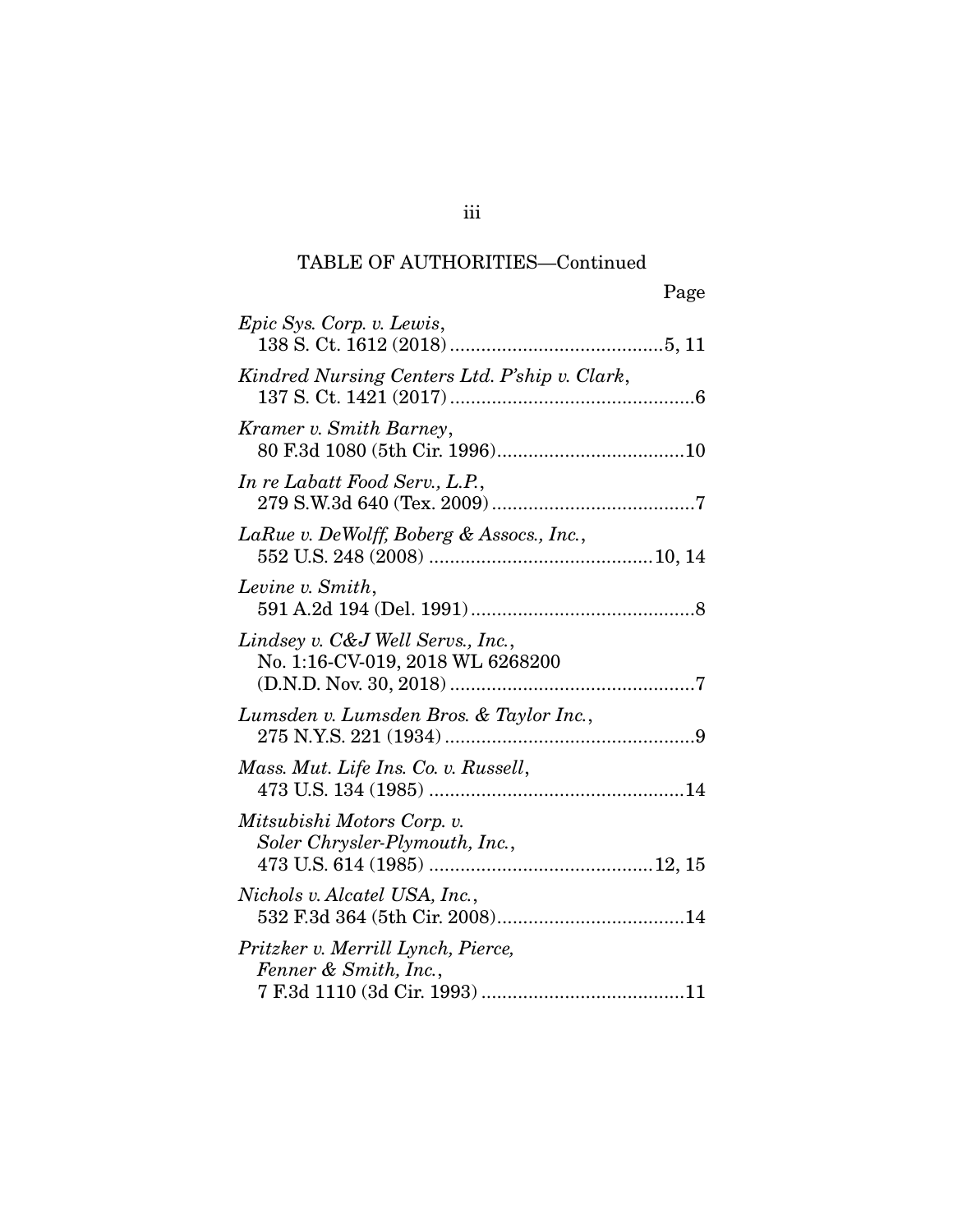## TABLE OF AUTHORITIES—Continued

Page

*Epic Sys. Corp. v. Lewis*,
138 S. Ct. 1612 (2018) ........................................5, 11

*Kindred Nursing Centers Ltd. P'ship v. Clark*,
137 S. Ct. 1421 (2017) ..............................................6

*Kramer v. Smith Barney*,
80 F.3d 1080 (5th Cir. 1996)...................................10

*In re Labatt Food Serv., L.P.*,
279 S.W.3d 640 (Tex. 2009) ......................................7

*LaRue v. DeWolff, Boberg & Assocs., Inc.*,
552 U.S. 248 (2008) ..........................................10, 14

*Levine v. Smith*,
591 A.2d 194 (Del. 1991)..........................................8

*Lindsey v. C&J Well Servs., Inc.*,
No. 1:16-CV-019, 2018 WL 6268200
(D.N.D. Nov. 30, 2018) ..............................................7

*Lumsden v. Lumsden Bros. & Taylor Inc.*,
275 N.Y.S. 221 (1934) ...............................................9

*Mass. Mut. Life Ins. Co. v. Russell*,
473 U.S. 134 (1985) ................................................14

*Mitsubishi Motors Corp. v. Soler Chrysler-Plymouth, Inc.*,
473 U.S. 614 (1985) ..........................................12, 15

*Nichols v. Alcatel USA, Inc.*,
532 F.3d 364 (5th Cir. 2008)...................................14

*Pritzker v. Merrill Lynch, Pierce, Fenner & Smith, Inc.*,
7 F.3d 1110 (3d Cir. 1993) ......................................11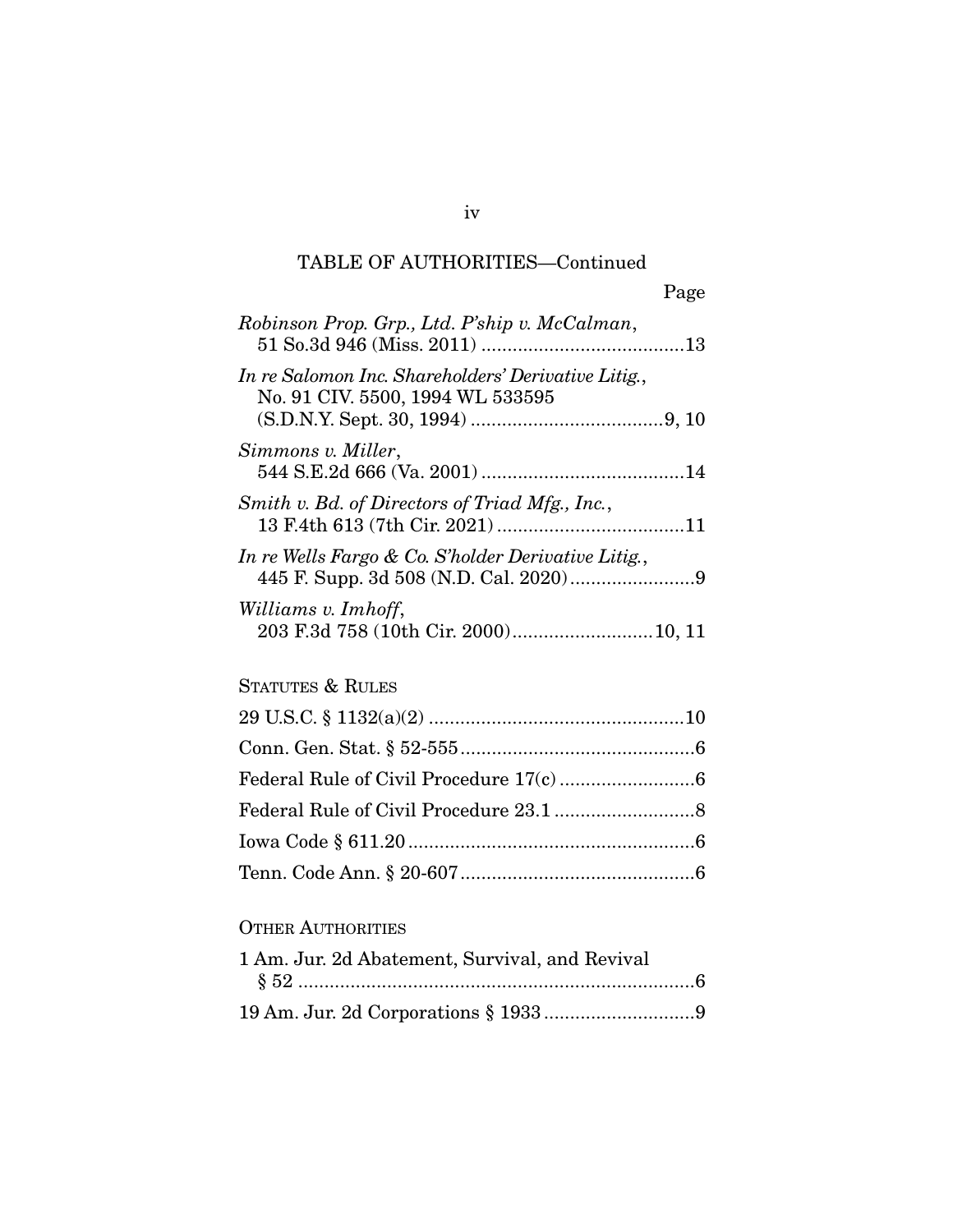TABLE OF AUTHORITIES—Continued

Page

*Robinson Prop. Grp., Ltd. P'ship v. McCalman*, 51 So.3d 946 (Miss. 2011) .......................................13

*In re Salomon Inc. Shareholders' Derivative Litig.*, No. 91 CIV. 5500, 1994 WL 533595 (S.D.N.Y. Sept. 30, 1994) .....................................9, 10

*Simmons v. Miller*, 544 S.E.2d 666 (Va. 2001) .......................................14

*Smith v. Bd. of Directors of Triad Mfg., Inc.*, 13 F.4th 613 (7th Cir. 2021) ....................................11

*In re Wells Fargo & Co. S'holder Derivative Litig.*, 445 F. Supp. 3d 508 (N.D. Cal. 2020) ........................9

*Williams v. Imhoff*, 203 F.3d 758 (10th Cir. 2000) ...........................10, 11

STATUTES & RULES

29 U.S.C. § 1132(a)(2) .................................................10

Conn. Gen. Stat. § 52-555 .............................................6

Federal Rule of Civil Procedure 17(c) ..........................6

Federal Rule of Civil Procedure 23.1 ...........................8

Iowa Code § 611.20 .......................................................6

Tenn. Code Ann. § 20-607 .............................................6

OTHER AUTHORITIES

1 Am. Jur. 2d Abatement, Survival, and Revival § 52 ............................................................................6

19 Am. Jur. 2d Corporations § 1933 .............................9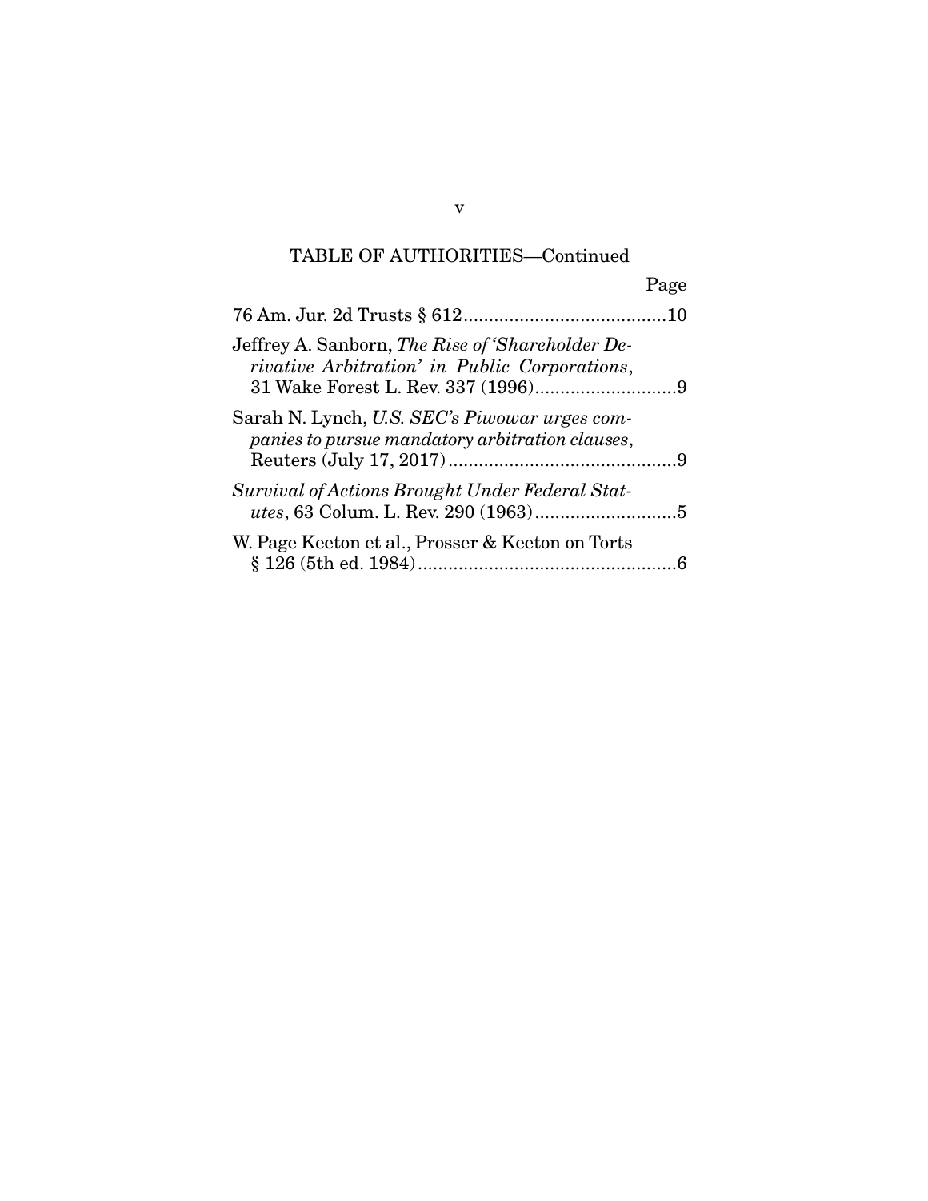TABLE OF AUTHORITIES—Continued

| | Page |
|---|---|
| 76 Am. Jur. 2d Trusts § 612 | 10 |
| Jeffrey A. Sanborn, *The Rise of 'Shareholder Derivative Arbitration' in Public Corporations*, 31 Wake Forest L. Rev. 337 (1996) | 9 |
| Sarah N. Lynch, *U.S. SEC's Piwowar urges companies to pursue mandatory arbitration clauses*, Reuters (July 17, 2017) | 9 |
| *Survival of Actions Brought Under Federal Statutes*, 63 Colum. L. Rev. 290 (1963) | 5 |
| W. Page Keeton et al., Prosser & Keeton on Torts § 126 (5th ed. 1984) | 6 |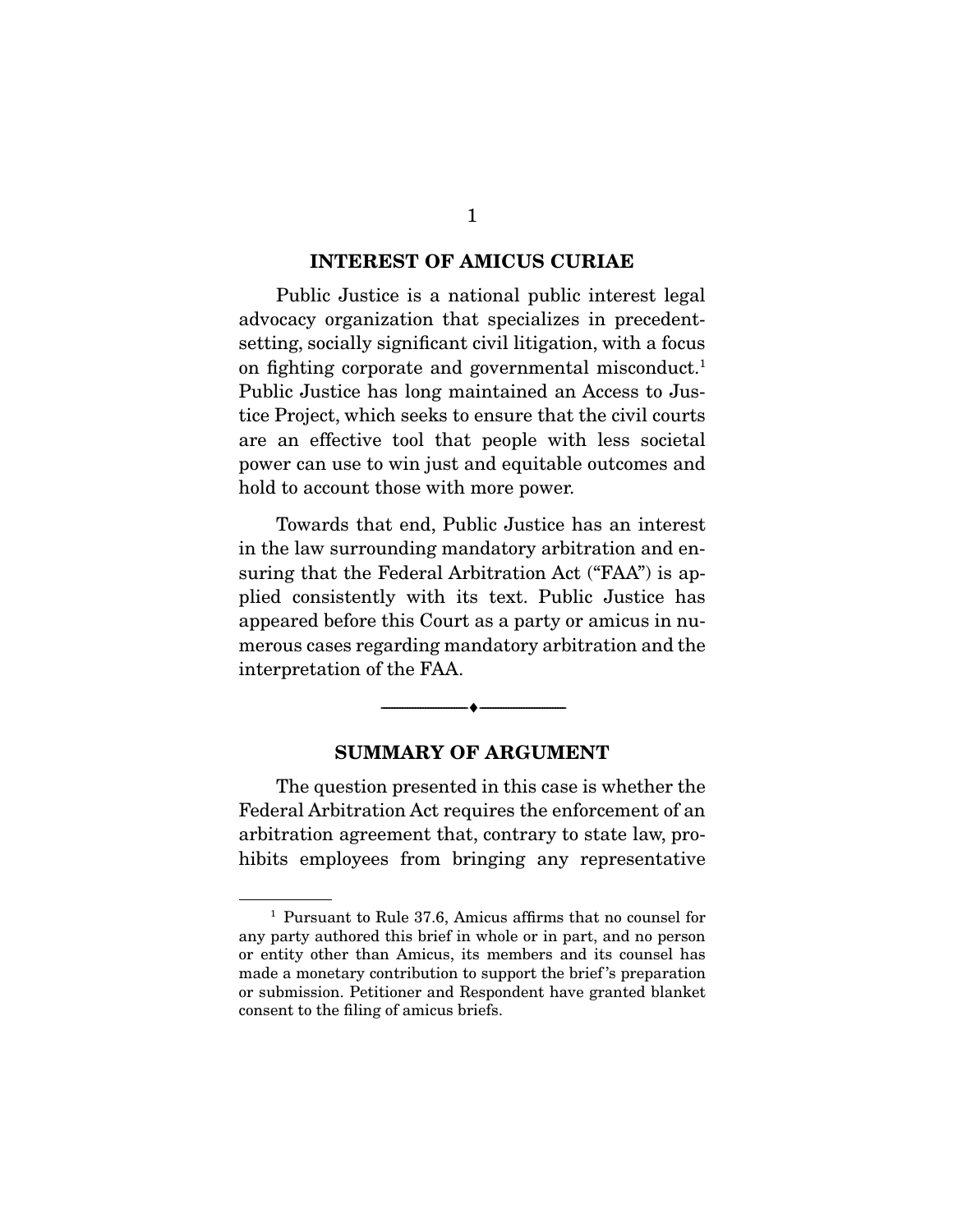## INTEREST OF AMICUS CURIAE

Public Justice is a national public interest legal advocacy organization that specializes in precedent-setting, socially significant civil litigation, with a focus on fighting corporate and governmental misconduct.[1] Public Justice has long maintained an Access to Justice Project, which seeks to ensure that the civil courts are an effective tool that people with less societal power can use to win just and equitable outcomes and hold to account those with more power.

Towards that end, Public Justice has an interest in the law surrounding mandatory arbitration and ensuring that the Federal Arbitration Act ("FAA") is applied consistently with its text. Public Justice has appeared before this Court as a party or amicus in numerous cases regarding mandatory arbitration and the interpretation of the FAA.

## SUMMARY OF ARGUMENT

The question presented in this case is whether the Federal Arbitration Act requires the enforcement of an arbitration agreement that, contrary to state law, prohibits employees from bringing any representative

[1] Pursuant to Rule 37.6, Amicus affirms that no counsel for any party authored this brief in whole or in part, and no person or entity other than Amicus, its members and its counsel has made a monetary contribution to support the brief's preparation or submission. Petitioner and Respondent have granted blanket consent to the filing of amicus briefs.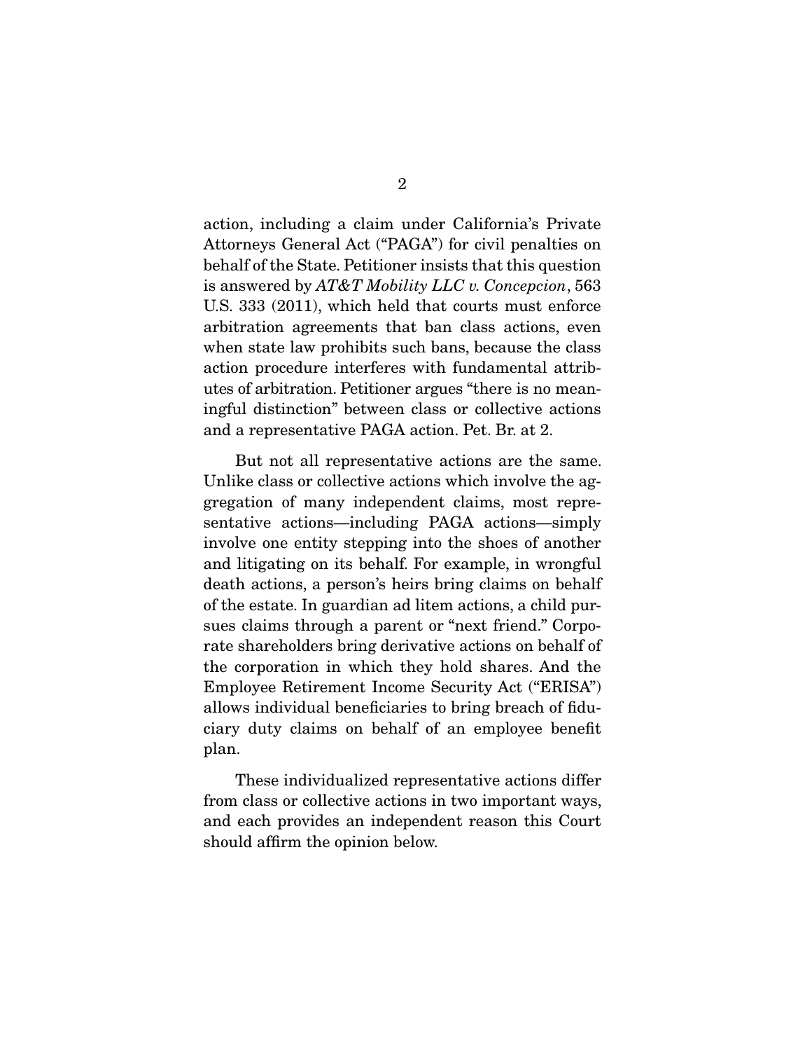action, including a claim under California's Private Attorneys General Act ("PAGA") for civil penalties on behalf of the State. Petitioner insists that this question is answered by *AT&T Mobility LLC v. Concepcion*, 563 U.S. 333 (2011), which held that courts must enforce arbitration agreements that ban class actions, even when state law prohibits such bans, because the class action procedure interferes with fundamental attributes of arbitration. Petitioner argues "there is no meaningful distinction" between class or collective actions and a representative PAGA action. Pet. Br. at 2.

But not all representative actions are the same. Unlike class or collective actions which involve the aggregation of many independent claims, most representative actions—including PAGA actions—simply involve one entity stepping into the shoes of another and litigating on its behalf. For example, in wrongful death actions, a person's heirs bring claims on behalf of the estate. In guardian ad litem actions, a child pursues claims through a parent or "next friend." Corporate shareholders bring derivative actions on behalf of the corporation in which they hold shares. And the Employee Retirement Income Security Act ("ERISA") allows individual beneficiaries to bring breach of fiduciary duty claims on behalf of an employee benefit plan.

These individualized representative actions differ from class or collective actions in two important ways, and each provides an independent reason this Court should affirm the opinion below.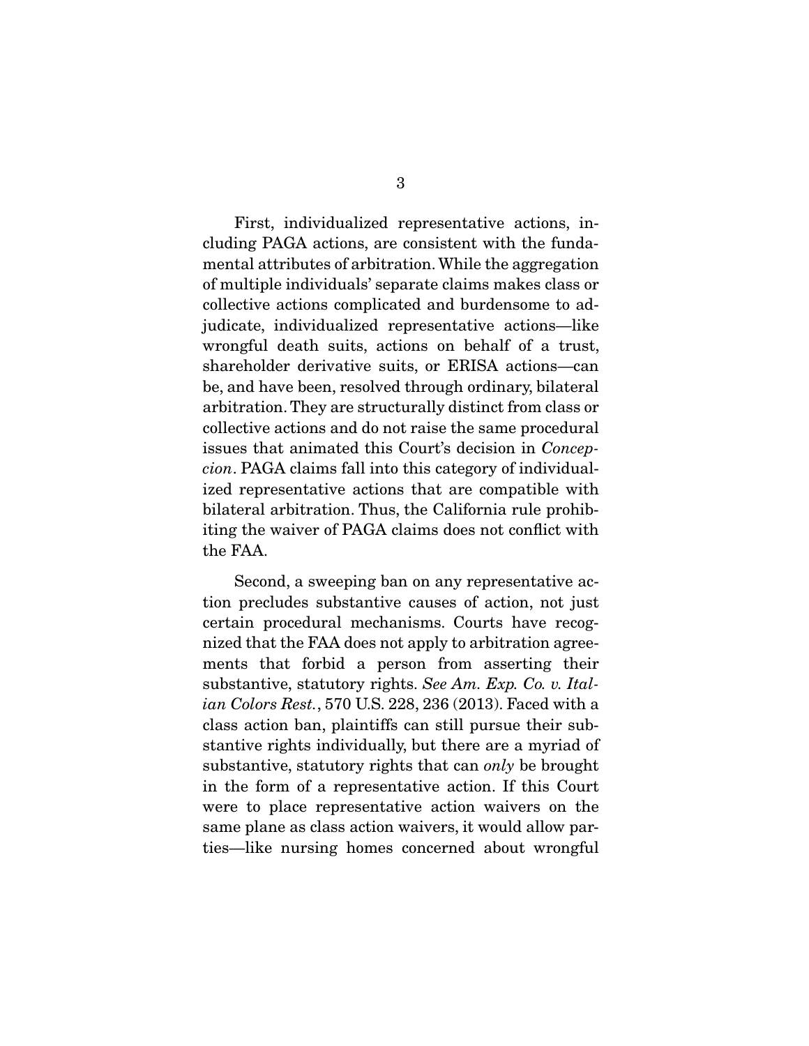First, individualized representative actions, including PAGA actions, are consistent with the fundamental attributes of arbitration. While the aggregation of multiple individuals' separate claims makes class or collective actions complicated and burdensome to adjudicate, individualized representative actions—like wrongful death suits, actions on behalf of a trust, shareholder derivative suits, or ERISA actions—can be, and have been, resolved through ordinary, bilateral arbitration. They are structurally distinct from class or collective actions and do not raise the same procedural issues that animated this Court's decision in *Concepcion*. PAGA claims fall into this category of individualized representative actions that are compatible with bilateral arbitration. Thus, the California rule prohibiting the waiver of PAGA claims does not conflict with the FAA.

Second, a sweeping ban on any representative action precludes substantive causes of action, not just certain procedural mechanisms. Courts have recognized that the FAA does not apply to arbitration agreements that forbid a person from asserting their substantive, statutory rights. *See Am. Exp. Co. v. Italian Colors Rest.*, 570 U.S. 228, 236 (2013). Faced with a class action ban, plaintiffs can still pursue their substantive rights individually, but there are a myriad of substantive, statutory rights that can *only* be brought in the form of a representative action. If this Court were to place representative action waivers on the same plane as class action waivers, it would allow parties—like nursing homes concerned about wrongful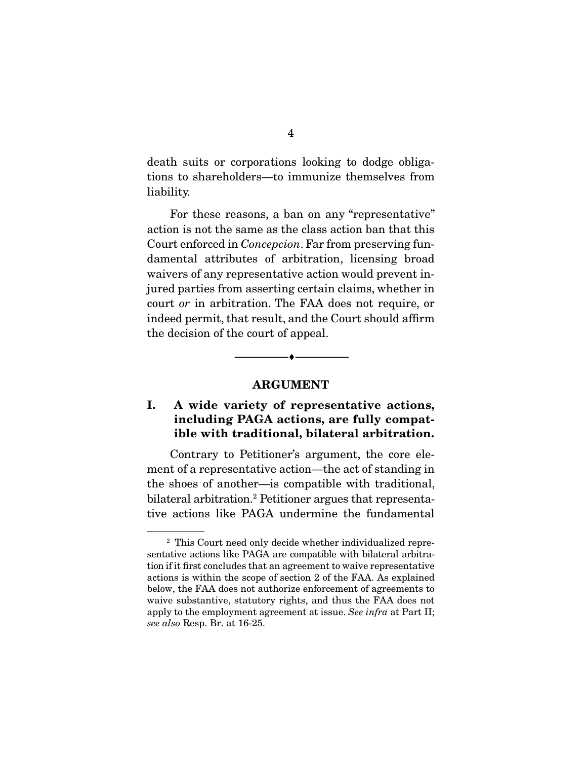death suits or corporations looking to dodge obligations to shareholders—to immunize themselves from liability.

For these reasons, a ban on any "representative" action is not the same as the class action ban that this Court enforced in *Concepcion*. Far from preserving fundamental attributes of arbitration, licensing broad waivers of any representative action would prevent injured parties from asserting certain claims, whether in court *or* in arbitration. The FAA does not require, or indeed permit, that result, and the Court should affirm the decision of the court of appeal.

---

## ARGUMENT

### I. A wide variety of representative actions, including PAGA actions, are fully compatible with traditional, bilateral arbitration.

Contrary to Petitioner's argument, the core element of a representative action—the act of standing in the shoes of another—is compatible with traditional, bilateral arbitration.[2] Petitioner argues that representative actions like PAGA undermine the fundamental

---

[2] This Court need only decide whether individualized representative actions like PAGA are compatible with bilateral arbitration if it first concludes that an agreement to waive representative actions is within the scope of section 2 of the FAA. As explained below, the FAA does not authorize enforcement of agreements to waive substantive, statutory rights, and thus the FAA does not apply to the employment agreement at issue. *See infra* at Part II; *see also* Resp. Br. at 16-25.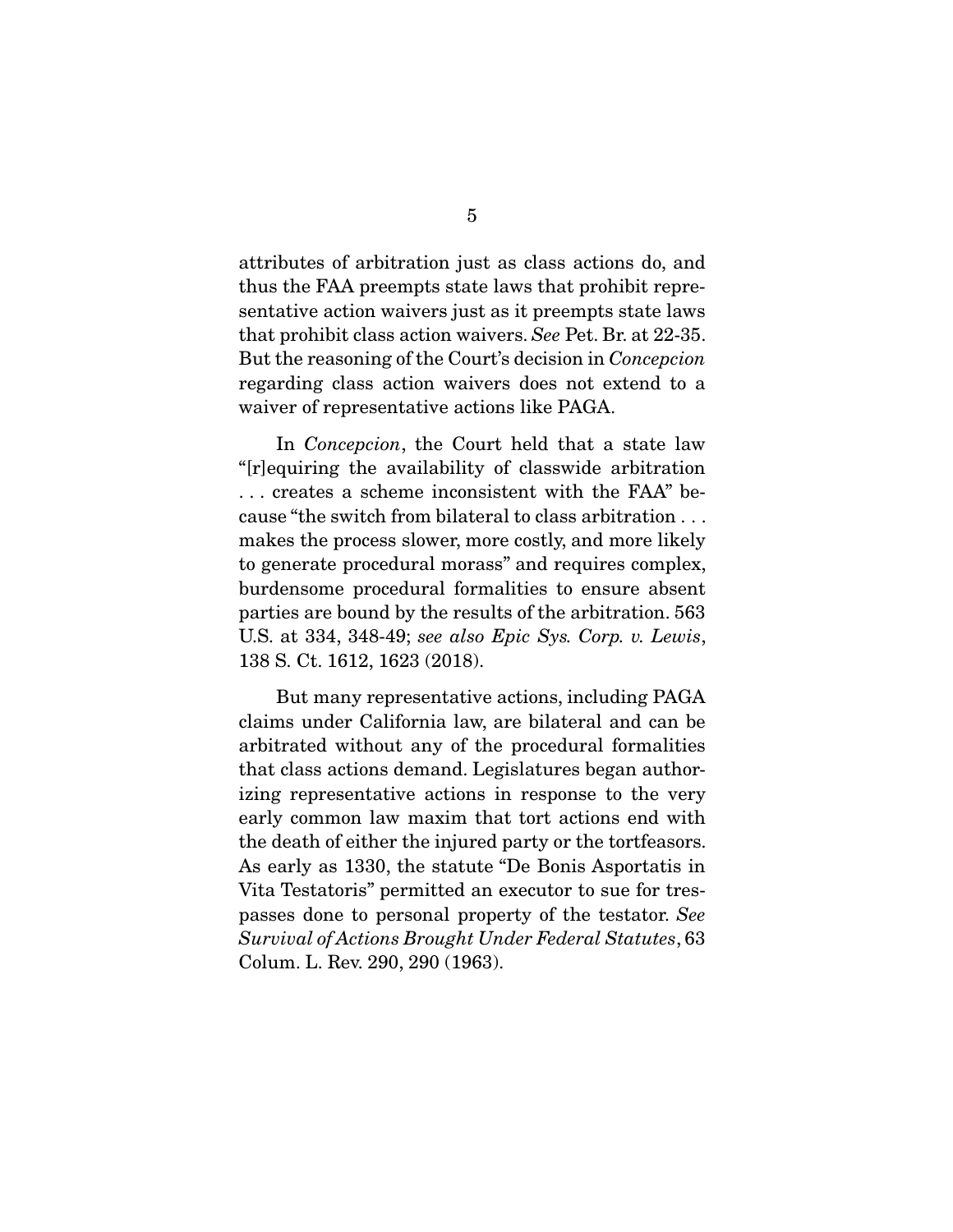attributes of arbitration just as class actions do, and thus the FAA preempts state laws that prohibit representative action waivers just as it preempts state laws that prohibit class action waivers. *See* Pet. Br. at 22-35. But the reasoning of the Court's decision in *Concepcion* regarding class action waivers does not extend to a waiver of representative actions like PAGA.

In *Concepcion*, the Court held that a state law "[r]equiring the availability of classwide arbitration . . . creates a scheme inconsistent with the FAA" because "the switch from bilateral to class arbitration . . . makes the process slower, more costly, and more likely to generate procedural morass" and requires complex, burdensome procedural formalities to ensure absent parties are bound by the results of the arbitration. 563 U.S. at 334, 348-49; *see also Epic Sys. Corp. v. Lewis*, 138 S. Ct. 1612, 1623 (2018).

But many representative actions, including PAGA claims under California law, are bilateral and can be arbitrated without any of the procedural formalities that class actions demand. Legislatures began authorizing representative actions in response to the very early common law maxim that tort actions end with the death of either the injured party or the tortfeasors. As early as 1330, the statute "De Bonis Asportatis in Vita Testatoris" permitted an executor to sue for trespasses done to personal property of the testator. *See Survival of Actions Brought Under Federal Statutes*, 63 Colum. L. Rev. 290, 290 (1963).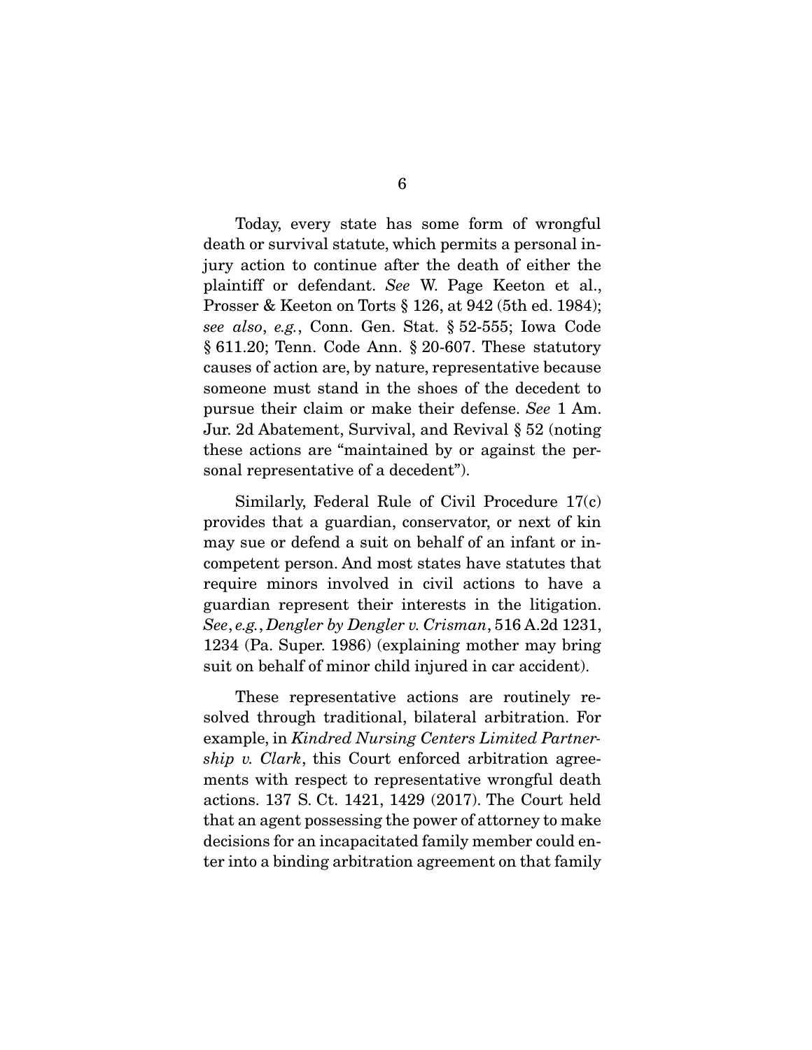Today, every state has some form of wrongful death or survival statute, which permits a personal injury action to continue after the death of either the plaintiff or defendant. *See* W. Page Keeton et al., Prosser & Keeton on Torts § 126, at 942 (5th ed. 1984); *see also*, *e.g.*, Conn. Gen. Stat. § 52-555; Iowa Code § 611.20; Tenn. Code Ann. § 20-607. These statutory causes of action are, by nature, representative because someone must stand in the shoes of the decedent to pursue their claim or make their defense. *See* 1 Am. Jur. 2d Abatement, Survival, and Revival § 52 (noting these actions are "maintained by or against the personal representative of a decedent").

Similarly, Federal Rule of Civil Procedure 17(c) provides that a guardian, conservator, or next of kin may sue or defend a suit on behalf of an infant or incompetent person. And most states have statutes that require minors involved in civil actions to have a guardian represent their interests in the litigation. *See*, *e.g.*, *Dengler by Dengler v. Crisman*, 516 A.2d 1231, 1234 (Pa. Super. 1986) (explaining mother may bring suit on behalf of minor child injured in car accident).

These representative actions are routinely resolved through traditional, bilateral arbitration. For example, in *Kindred Nursing Centers Limited Partnership v. Clark*, this Court enforced arbitration agreements with respect to representative wrongful death actions. 137 S. Ct. 1421, 1429 (2017). The Court held that an agent possessing the power of attorney to make decisions for an incapacitated family member could enter into a binding arbitration agreement on that family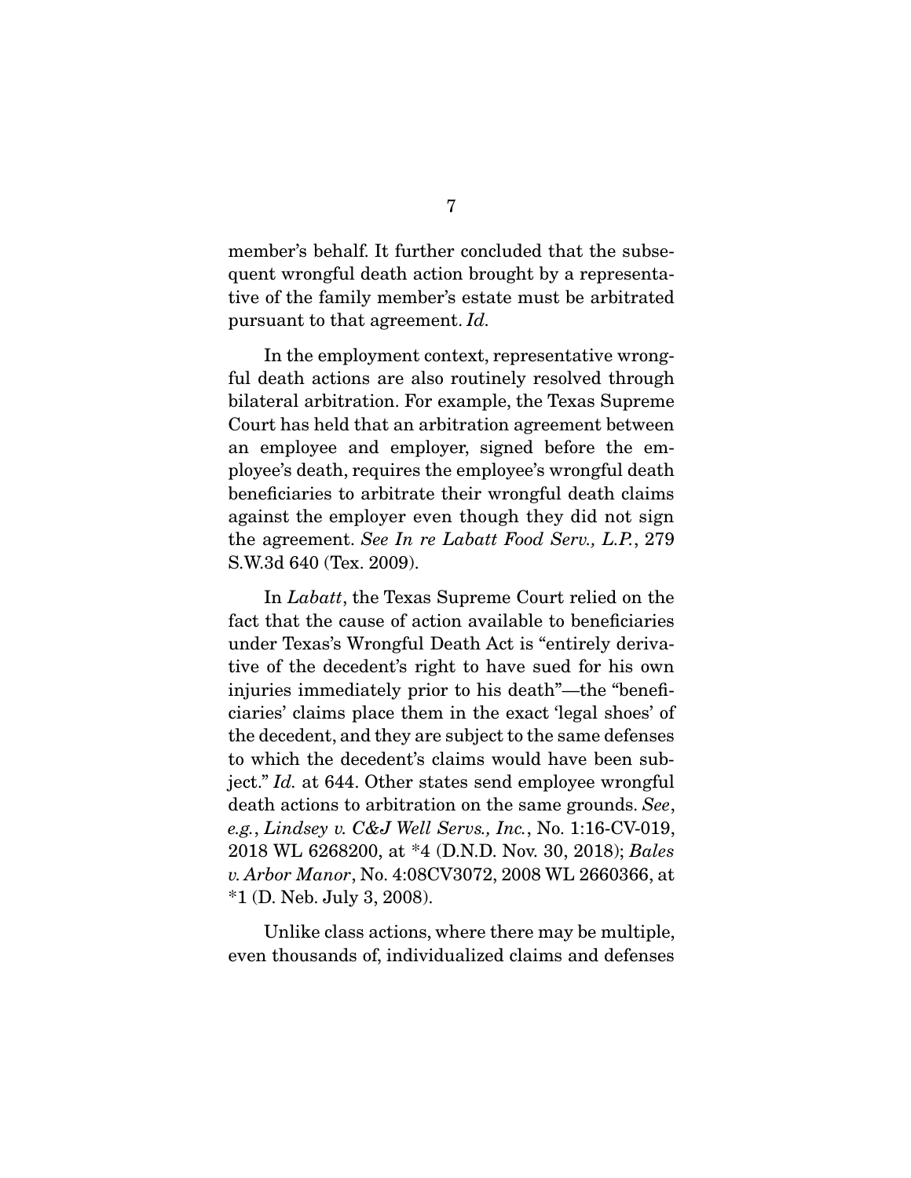member's behalf. It further concluded that the subsequent wrongful death action brought by a representative of the family member's estate must be arbitrated pursuant to that agreement. *Id.*

In the employment context, representative wrongful death actions are also routinely resolved through bilateral arbitration. For example, the Texas Supreme Court has held that an arbitration agreement between an employee and employer, signed before the employee's death, requires the employee's wrongful death beneficiaries to arbitrate their wrongful death claims against the employer even though they did not sign the agreement. *See In re Labatt Food Serv., L.P.*, 279 S.W.3d 640 (Tex. 2009).

In *Labatt*, the Texas Supreme Court relied on the fact that the cause of action available to beneficiaries under Texas's Wrongful Death Act is "entirely derivative of the decedent's right to have sued for his own injuries immediately prior to his death"—the "beneficiaries' claims place them in the exact 'legal shoes' of the decedent, and they are subject to the same defenses to which the decedent's claims would have been subject." *Id.* at 644. Other states send employee wrongful death actions to arbitration on the same grounds. *See, e.g.*, *Lindsey v. C&J Well Servs., Inc.*, No. 1:16-CV-019, 2018 WL 6268200, at *4 (D.N.D. Nov. 30, 2018); *Bales v. Arbor Manor*, No. 4:08CV3072, 2008 WL 2660366, at *1 (D. Neb. July 3, 2008).

Unlike class actions, where there may be multiple, even thousands of, individualized claims and defenses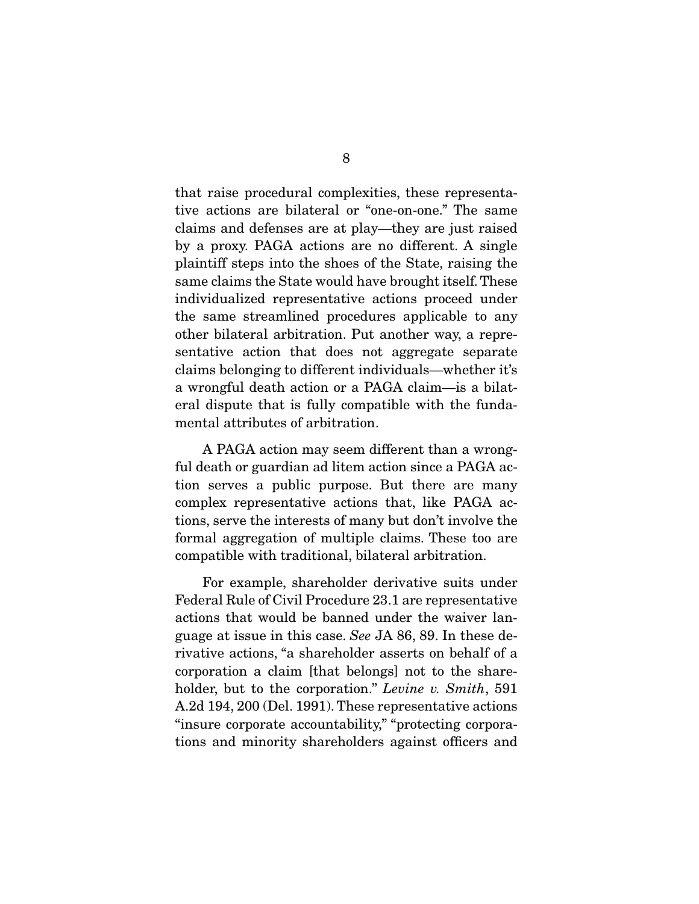that raise procedural complexities, these representative actions are bilateral or "one-on-one." The same claims and defenses are at play—they are just raised by a proxy. PAGA actions are no different. A single plaintiff steps into the shoes of the State, raising the same claims the State would have brought itself. These individualized representative actions proceed under the same streamlined procedures applicable to any other bilateral arbitration. Put another way, a representative action that does not aggregate separate claims belonging to different individuals—whether it's a wrongful death action or a PAGA claim—is a bilateral dispute that is fully compatible with the fundamental attributes of arbitration.

A PAGA action may seem different than a wrongful death or guardian ad litem action since a PAGA action serves a public purpose. But there are many complex representative actions that, like PAGA actions, serve the interests of many but don't involve the formal aggregation of multiple claims. These too are compatible with traditional, bilateral arbitration.

For example, shareholder derivative suits under Federal Rule of Civil Procedure 23.1 are representative actions that would be banned under the waiver language at issue in this case. *See* JA 86, 89. In these derivative actions, "a shareholder asserts on behalf of a corporation a claim [that belongs] not to the shareholder, but to the corporation." *Levine v. Smith*, 591 A.2d 194, 200 (Del. 1991). These representative actions "insure corporate accountability," "protecting corporations and minority shareholders against officers and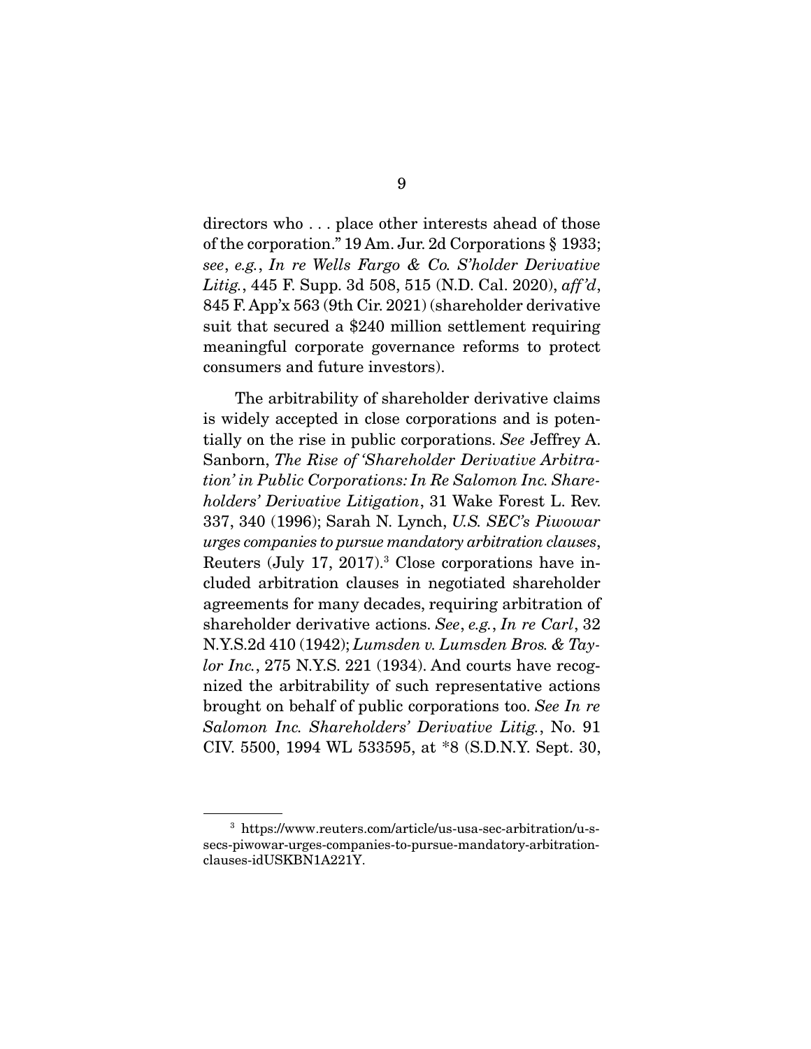directors who . . . place other interests ahead of those of the corporation." 19 Am. Jur. 2d Corporations § 1933; *see*, *e.g.*, *In re Wells Fargo & Co. S'holder Derivative Litig.*, 445 F. Supp. 3d 508, 515 (N.D. Cal. 2020), *aff'd*, 845 F. App'x 563 (9th Cir. 2021) (shareholder derivative suit that secured a $240 million settlement requiring meaningful corporate governance reforms to protect consumers and future investors).

The arbitrability of shareholder derivative claims is widely accepted in close corporations and is potentially on the rise in public corporations. *See* Jeffrey A. Sanborn, *The Rise of 'Shareholder Derivative Arbitration' in Public Corporations: In Re Salomon Inc. Shareholders' Derivative Litigation*, 31 Wake Forest L. Rev. 337, 340 (1996); Sarah N. Lynch, *U.S. SEC's Piwowar urges companies to pursue mandatory arbitration clauses*, Reuters (July 17, 2017).[3] Close corporations have included arbitration clauses in negotiated shareholder agreements for many decades, requiring arbitration of shareholder derivative actions. *See*, *e.g.*, *In re Carl*, 32 N.Y.S.2d 410 (1942); *Lumsden v. Lumsden Bros. & Taylor Inc.*, 275 N.Y.S. 221 (1934). And courts have recognized the arbitrability of such representative actions brought on behalf of public corporations too. *See In re Salomon Inc. Shareholders' Derivative Litig.*, No. 91 CIV. 5500, 1994 WL 533595, at *8 (S.D.N.Y. Sept. 30,

---

[3] https://www.reuters.com/article/us-usa-sec-arbitration/u-s-secs-piwowar-urges-companies-to-pursue-mandatory-arbitration-clauses-idUSKBN1A221Y.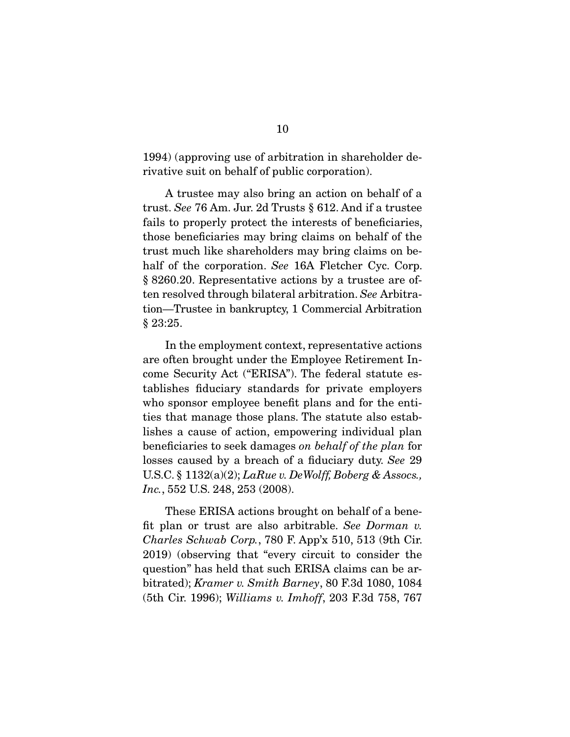1994) (approving use of arbitration in shareholder derivative suit on behalf of public corporation).

A trustee may also bring an action on behalf of a trust. *See* 76 Am. Jur. 2d Trusts § 612. And if a trustee fails to properly protect the interests of beneficiaries, those beneficiaries may bring claims on behalf of the trust much like shareholders may bring claims on behalf of the corporation. *See* 16A Fletcher Cyc. Corp. § 8260.20. Representative actions by a trustee are often resolved through bilateral arbitration. *See* Arbitration—Trustee in bankruptcy, 1 Commercial Arbitration § 23:25.

In the employment context, representative actions are often brought under the Employee Retirement Income Security Act ("ERISA"). The federal statute establishes fiduciary standards for private employers who sponsor employee benefit plans and for the entities that manage those plans. The statute also establishes a cause of action, empowering individual plan beneficiaries to seek damages *on behalf of the plan* for losses caused by a breach of a fiduciary duty. *See* 29 U.S.C. § 1132(a)(2); *LaRue v. DeWolff, Boberg & Assocs., Inc.*, 552 U.S. 248, 253 (2008).

These ERISA actions brought on behalf of a benefit plan or trust are also arbitrable. *See Dorman v. Charles Schwab Corp.*, 780 F. App'x 510, 513 (9th Cir. 2019) (observing that "every circuit to consider the question" has held that such ERISA claims can be arbitrated); *Kramer v. Smith Barney*, 80 F.3d 1080, 1084 (5th Cir. 1996); *Williams v. Imhoff*, 203 F.3d 758, 767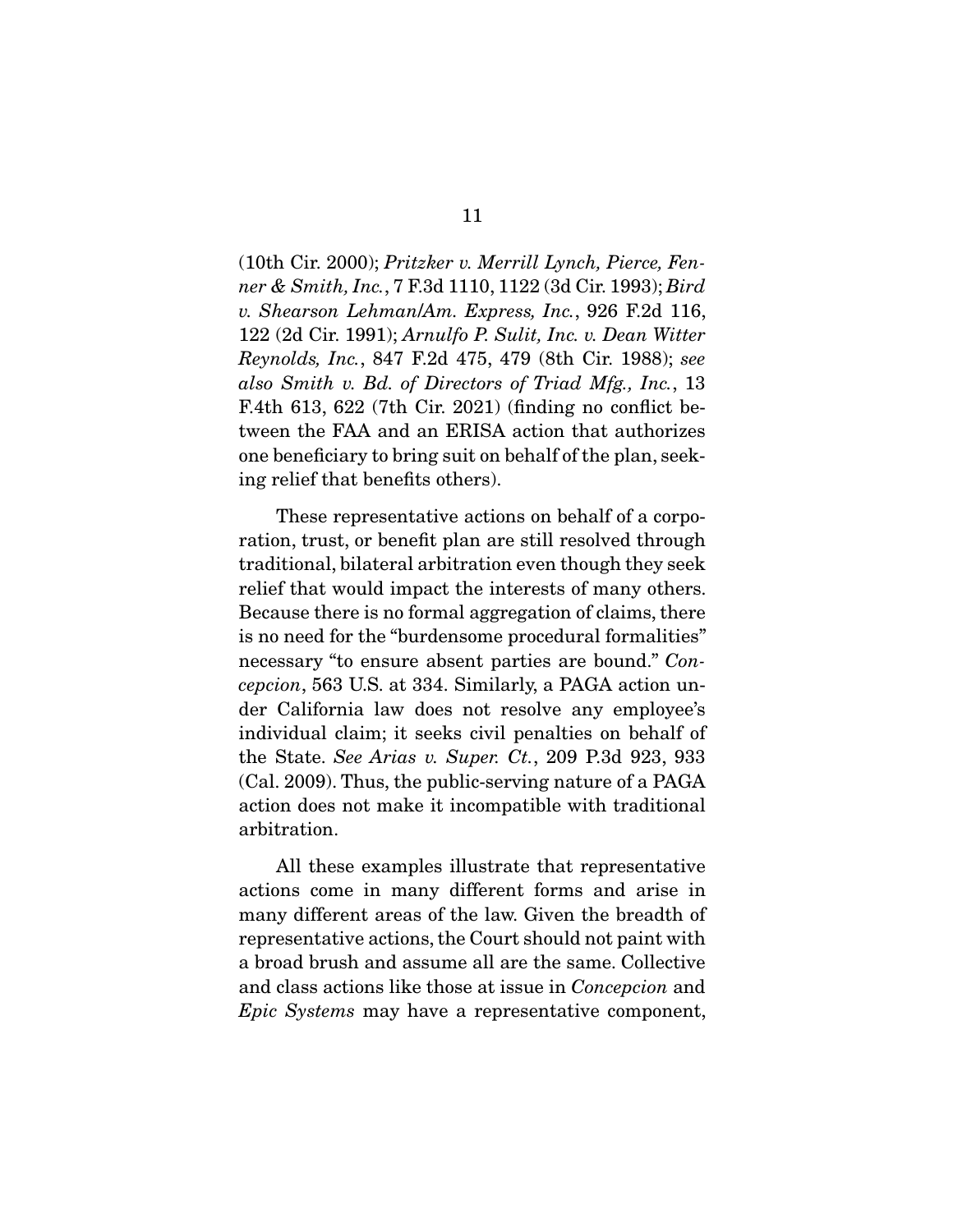(10th Cir. 2000); *Pritzker v. Merrill Lynch, Pierce, Fenner & Smith, Inc.*, 7 F.3d 1110, 1122 (3d Cir. 1993); *Bird v. Shearson Lehman/Am. Express, Inc.*, 926 F.2d 116, 122 (2d Cir. 1991); *Arnulfo P. Sulit, Inc. v. Dean Witter Reynolds, Inc.*, 847 F.2d 475, 479 (8th Cir. 1988); *see also Smith v. Bd. of Directors of Triad Mfg., Inc.*, 13 F.4th 613, 622 (7th Cir. 2021) (finding no conflict between the FAA and an ERISA action that authorizes one beneficiary to bring suit on behalf of the plan, seeking relief that benefits others).

These representative actions on behalf of a corporation, trust, or benefit plan are still resolved through traditional, bilateral arbitration even though they seek relief that would impact the interests of many others. Because there is no formal aggregation of claims, there is no need for the "burdensome procedural formalities" necessary "to ensure absent parties are bound." *Concepcion*, 563 U.S. at 334. Similarly, a PAGA action under California law does not resolve any employee's individual claim; it seeks civil penalties on behalf of the State. *See Arias v. Super. Ct.*, 209 P.3d 923, 933 (Cal. 2009). Thus, the public-serving nature of a PAGA action does not make it incompatible with traditional arbitration.

All these examples illustrate that representative actions come in many different forms and arise in many different areas of the law. Given the breadth of representative actions, the Court should not paint with a broad brush and assume all are the same. Collective and class actions like those at issue in *Concepcion* and *Epic Systems* may have a representative component,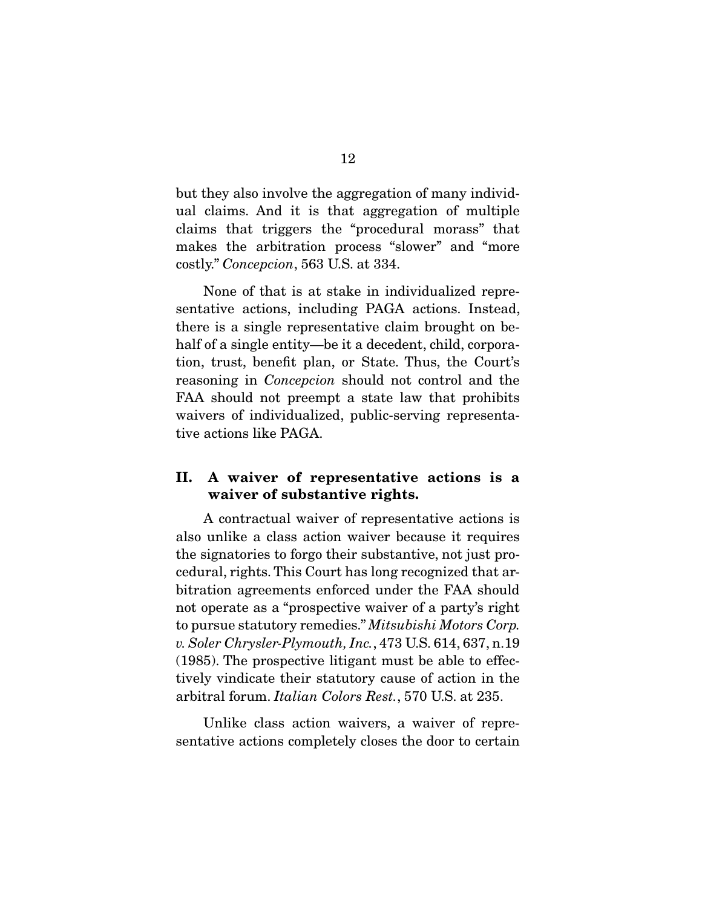but they also involve the aggregation of many individual claims. And it is that aggregation of multiple claims that triggers the "procedural morass" that makes the arbitration process "slower" and "more costly." *Concepcion*, 563 U.S. at 334.

None of that is at stake in individualized representative actions, including PAGA actions. Instead, there is a single representative claim brought on behalf of a single entity—be it a decedent, child, corporation, trust, benefit plan, or State. Thus, the Court's reasoning in *Concepcion* should not control and the FAA should not preempt a state law that prohibits waivers of individualized, public-serving representative actions like PAGA.

## II. A waiver of representative actions is a waiver of substantive rights.

A contractual waiver of representative actions is also unlike a class action waiver because it requires the signatories to forgo their substantive, not just procedural, rights. This Court has long recognized that arbitration agreements enforced under the FAA should not operate as a "prospective waiver of a party's right to pursue statutory remedies." *Mitsubishi Motors Corp. v. Soler Chrysler-Plymouth, Inc.*, 473 U.S. 614, 637, n.19 (1985). The prospective litigant must be able to effectively vindicate their statutory cause of action in the arbitral forum. *Italian Colors Rest.*, 570 U.S. at 235.

Unlike class action waivers, a waiver of representative actions completely closes the door to certain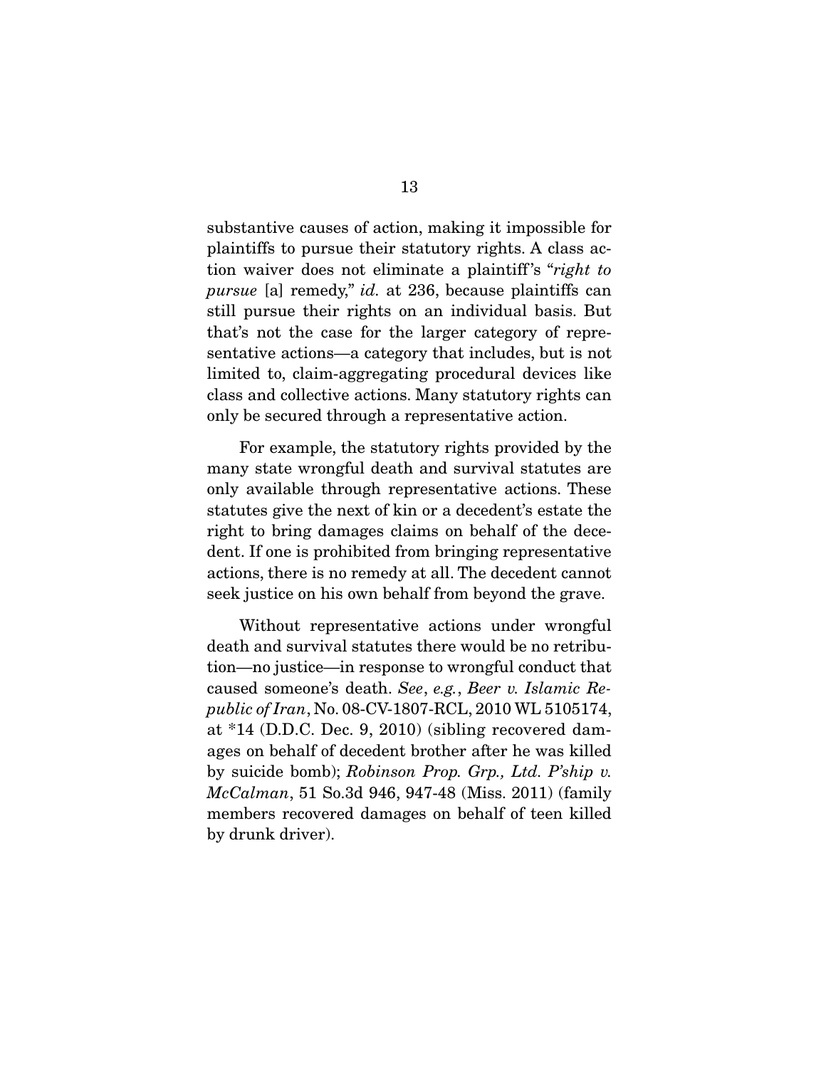substantive causes of action, making it impossible for plaintiffs to pursue their statutory rights. A class action waiver does not eliminate a plaintiff's "*right to pursue* [a] remedy," *id.* at 236, because plaintiffs can still pursue their rights on an individual basis. But that's not the case for the larger category of representative actions—a category that includes, but is not limited to, claim-aggregating procedural devices like class and collective actions. Many statutory rights can only be secured through a representative action.

For example, the statutory rights provided by the many state wrongful death and survival statutes are only available through representative actions. These statutes give the next of kin or a decedent's estate the right to bring damages claims on behalf of the decedent. If one is prohibited from bringing representative actions, there is no remedy at all. The decedent cannot seek justice on his own behalf from beyond the grave.

Without representative actions under wrongful death and survival statutes there would be no retribution—no justice—in response to wrongful conduct that caused someone's death. *See*, *e.g.*, *Beer v. Islamic Republic of Iran*, No. 08-CV-1807-RCL, 2010 WL 5105174, at *14 (D.D.C. Dec. 9, 2010) (sibling recovered damages on behalf of decedent brother after he was killed by suicide bomb); *Robinson Prop. Grp., Ltd. P'ship v. McCalman*, 51 So.3d 946, 947-48 (Miss. 2011) (family members recovered damages on behalf of teen killed by drunk driver).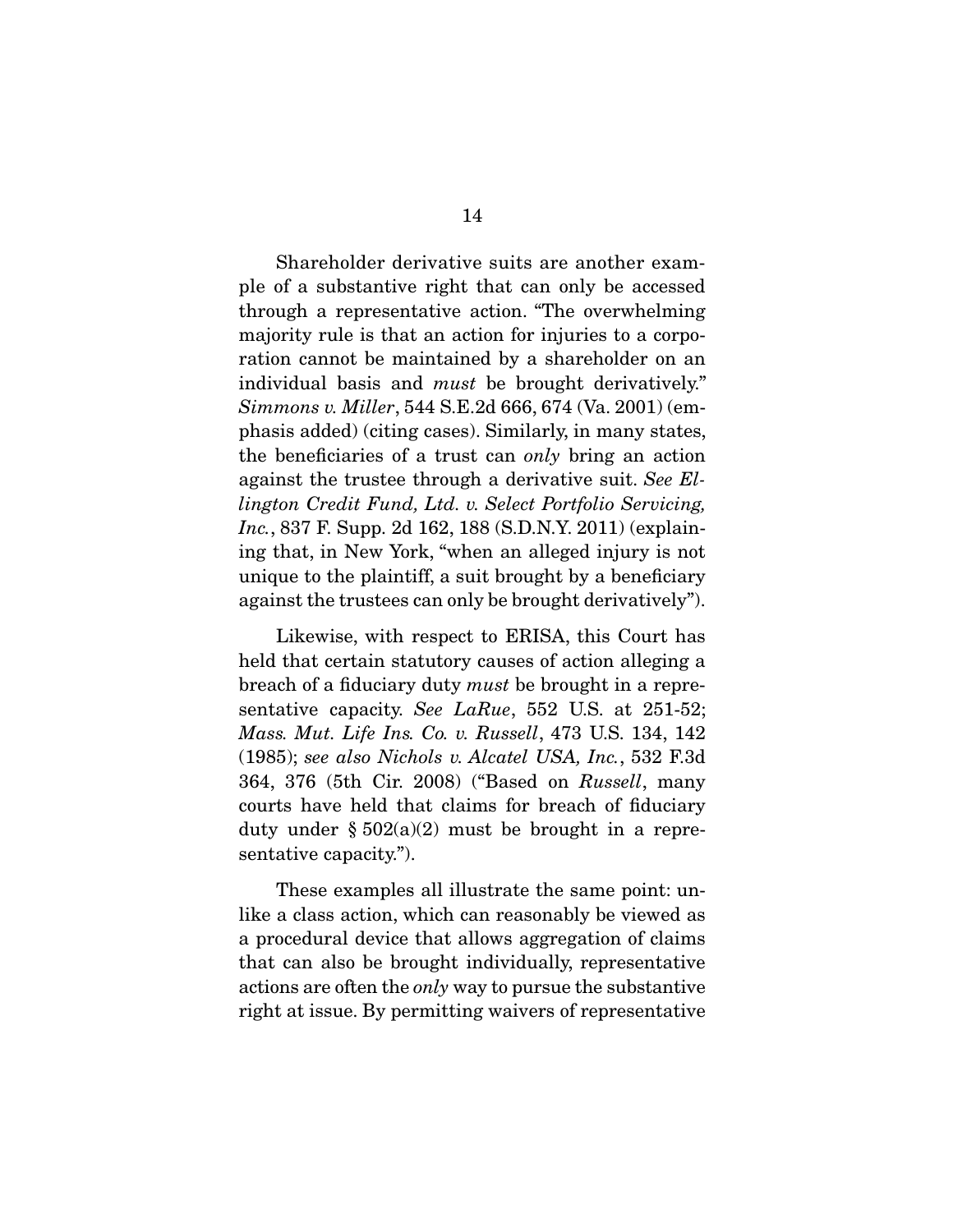Shareholder derivative suits are another example of a substantive right that can only be accessed through a representative action. "The overwhelming majority rule is that an action for injuries to a corporation cannot be maintained by a shareholder on an individual basis and *must* be brought derivatively." *Simmons v. Miller*, 544 S.E.2d 666, 674 (Va. 2001) (emphasis added) (citing cases). Similarly, in many states, the beneficiaries of a trust can *only* bring an action against the trustee through a derivative suit. *See Ellington Credit Fund, Ltd. v. Select Portfolio Servicing, Inc.*, 837 F. Supp. 2d 162, 188 (S.D.N.Y. 2011) (explaining that, in New York, "when an alleged injury is not unique to the plaintiff, a suit brought by a beneficiary against the trustees can only be brought derivatively").

Likewise, with respect to ERISA, this Court has held that certain statutory causes of action alleging a breach of a fiduciary duty *must* be brought in a representative capacity. *See LaRue*, 552 U.S. at 251-52; *Mass. Mut. Life Ins. Co. v. Russell*, 473 U.S. 134, 142 (1985); *see also Nichols v. Alcatel USA, Inc.*, 532 F.3d 364, 376 (5th Cir. 2008) ("Based on *Russell*, many courts have held that claims for breach of fiduciary duty under § 502(a)(2) must be brought in a representative capacity.").

These examples all illustrate the same point: unlike a class action, which can reasonably be viewed as a procedural device that allows aggregation of claims that can also be brought individually, representative actions are often the *only* way to pursue the substantive right at issue. By permitting waivers of representative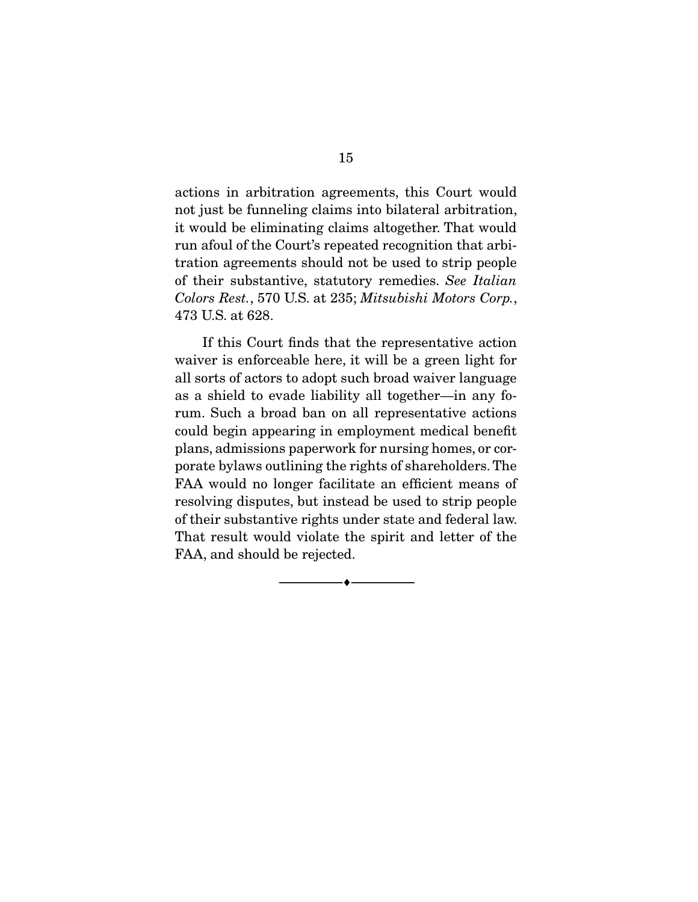actions in arbitration agreements, this Court would not just be funneling claims into bilateral arbitration, it would be eliminating claims altogether. That would run afoul of the Court's repeated recognition that arbitration agreements should not be used to strip people of their substantive, statutory remedies. *See Italian Colors Rest.*, 570 U.S. at 235; *Mitsubishi Motors Corp.*, 473 U.S. at 628.

If this Court finds that the representative action waiver is enforceable here, it will be a green light for all sorts of actors to adopt such broad waiver language as a shield to evade liability all together—in any forum. Such a broad ban on all representative actions could begin appearing in employment medical benefit plans, admissions paperwork for nursing homes, or corporate bylaws outlining the rights of shareholders. The FAA would no longer facilitate an efficient means of resolving disputes, but instead be used to strip people of their substantive rights under state and federal law. That result would violate the spirit and letter of the FAA, and should be rejected.

---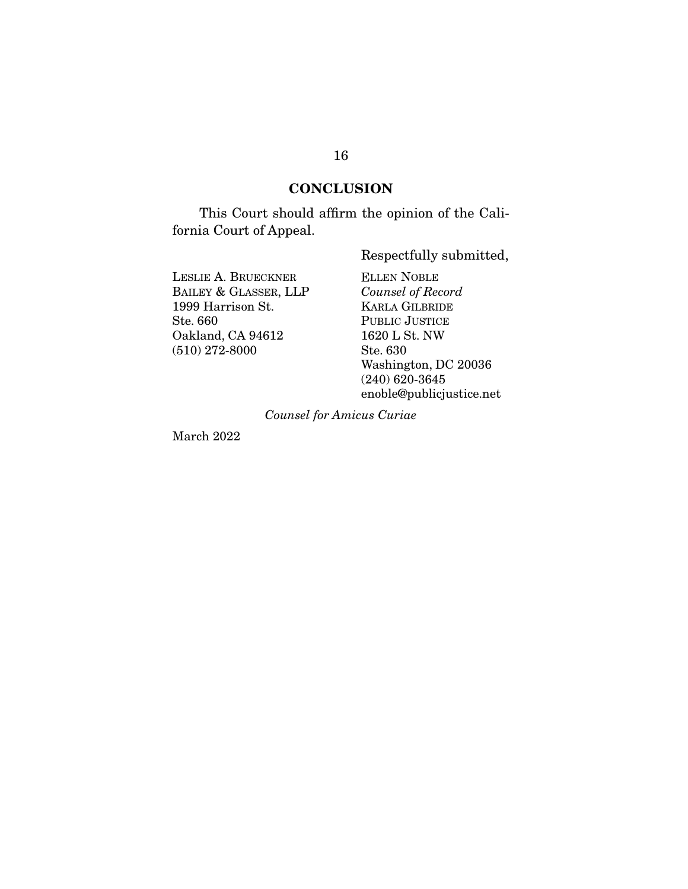## CONCLUSION

This Court should affirm the opinion of the California Court of Appeal.

Respectfully submitted,

LESLIE A. BRUECKNER
BAILEY & GLASSER, LLP
1999 Harrison St.
Ste. 660
Oakland, CA 94612
(510) 272-8000

ELLEN NOBLE
*Counsel of Record*
KARLA GILBRIDE
PUBLIC JUSTICE
1620 L St. NW
Ste. 630
Washington, DC 20036
(240) 620-3645
enoble@publicjustice.net

*Counsel for Amicus Curiae*

March 2022